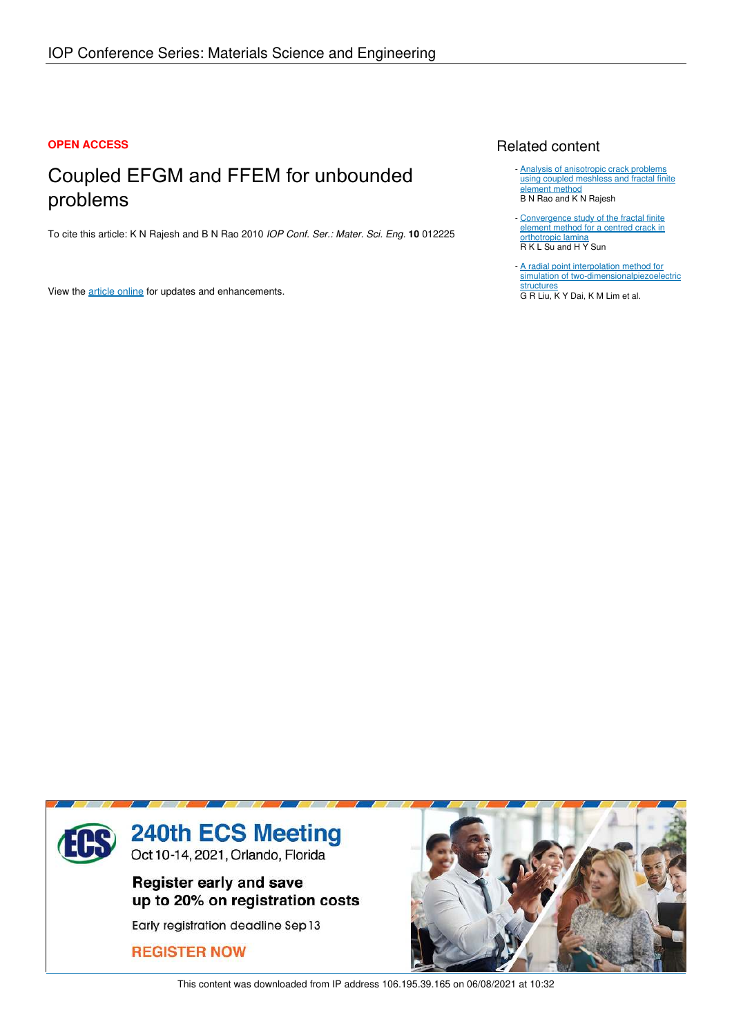IOP Conference Series: Materials Science and Engineering

**OPEN ACCESS**

# Coupled EFGM and FFEM for unbounded problems

To cite this article: K N Rajesh and B N Rao 2010 *IOP Conf. Ser.: Mater. Sci. Eng.* **10** 012225

View the article online for updates and enhancements.

## Related content

- Analysis of anisotropic crack problems using coupled meshless and fractal finite element method
  B N Rao and K N Rajesh
- Convergence study of the fractal finite element method for a centred crack in orthotropic lamina
  R K L Su and H Y Sun
- A radial point interpolation method for simulation of two-dimensionalpiezoelectric structures
  G R Liu, K Y Dai, K M Lim et al.

240th ECS Meeting
Oct 10-14, 2021, Orlando, Florida

Register early and save up to 20% on registration costs

Early registration deadline Sep 13

REGISTER NOW

This content was downloaded from IP address 106.195.39.165 on 06/08/2021 at 10:32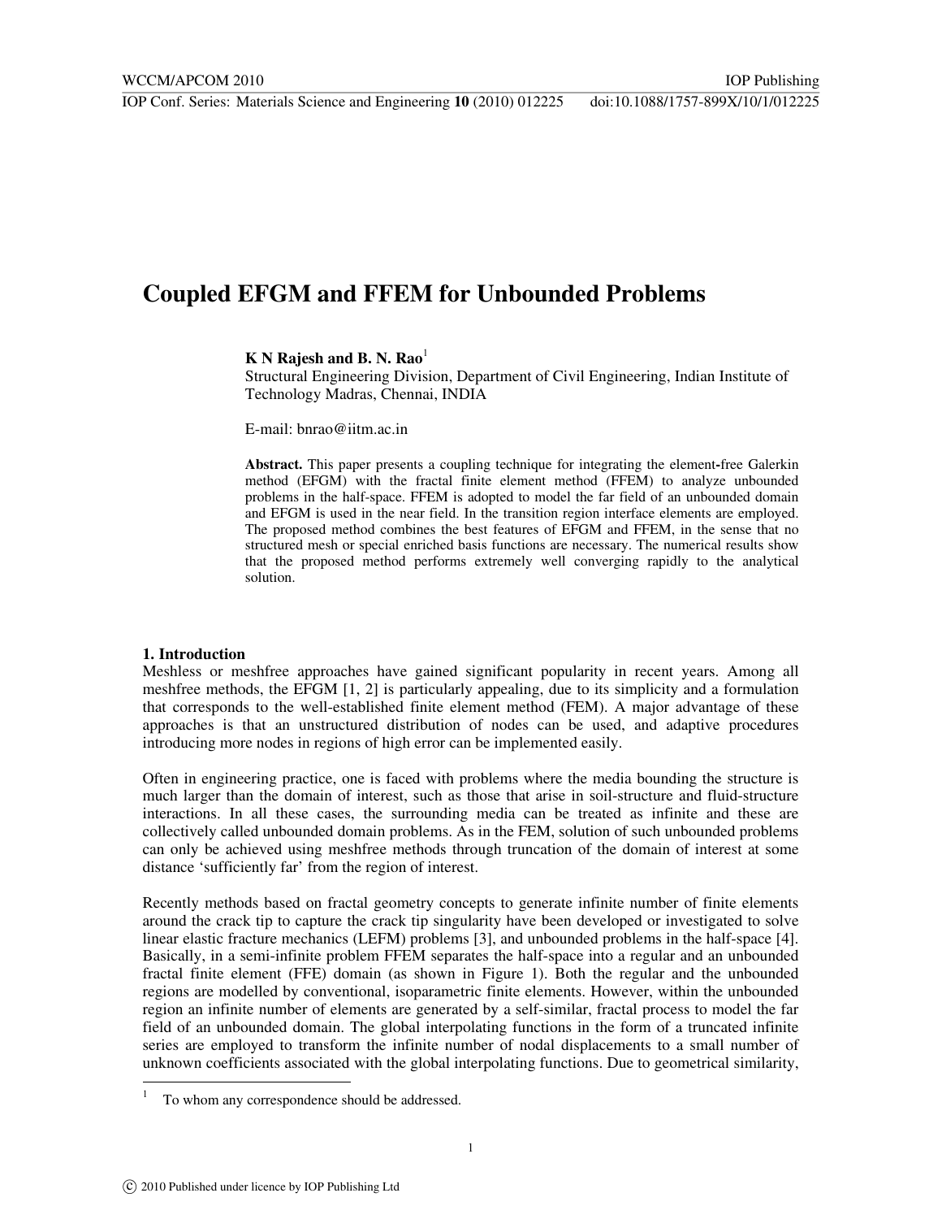# Coupled EFGM and FFEM for Unbounded Problems

**K N Rajesh and B. N. Rao**[1]

Structural Engineering Division, Department of Civil Engineering, Indian Institute of Technology Madras, Chennai, INDIA

E-mail: bnrao@iitm.ac.in

**Abstract.** This paper presents a coupling technique for integrating the element-free Galerkin method (EFGM) with the fractal finite element method (FFEM) to analyze unbounded problems in the half-space. FFEM is adopted to model the far field of an unbounded domain and EFGM is used in the near field. In the transition region interface elements are employed. The proposed method combines the best features of EFGM and FFEM, in the sense that no structured mesh or special enriched basis functions are necessary. The numerical results show that the proposed method performs extremely well converging rapidly to the analytical solution.

## 1. Introduction

Meshless or meshfree approaches have gained significant popularity in recent years. Among all meshfree methods, the EFGM [1, 2] is particularly appealing, due to its simplicity and a formulation that corresponds to the well-established finite element method (FEM). A major advantage of these approaches is that an unstructured distribution of nodes can be used, and adaptive procedures introducing more nodes in regions of high error can be implemented easily.

Often in engineering practice, one is faced with problems where the media bounding the structure is much larger than the domain of interest, such as those that arise in soil-structure and fluid-structure interactions. In all these cases, the surrounding media can be treated as infinite and these are collectively called unbounded domain problems. As in the FEM, solution of such unbounded problems can only be achieved using meshfree methods through truncation of the domain of interest at some distance 'sufficiently far' from the region of interest.

Recently methods based on fractal geometry concepts to generate infinite number of finite elements around the crack tip to capture the crack tip singularity have been developed or investigated to solve linear elastic fracture mechanics (LEFM) problems [3], and unbounded problems in the half-space [4]. Basically, in a semi-infinite problem FFEM separates the half-space into a regular and an unbounded fractal finite element (FFE) domain (as shown in Figure 1). Both the regular and the unbounded regions are modelled by conventional, isoparametric finite elements. However, within the unbounded region an infinite number of elements are generated by a self-similar, fractal process to model the far field of an unbounded domain. The global interpolating functions in the form of a truncated infinite series are employed to transform the infinite number of nodal displacements to a small number of unknown coefficients associated with the global interpolating functions. Due to geometrical similarity,

[1] To whom any correspondence should be addressed.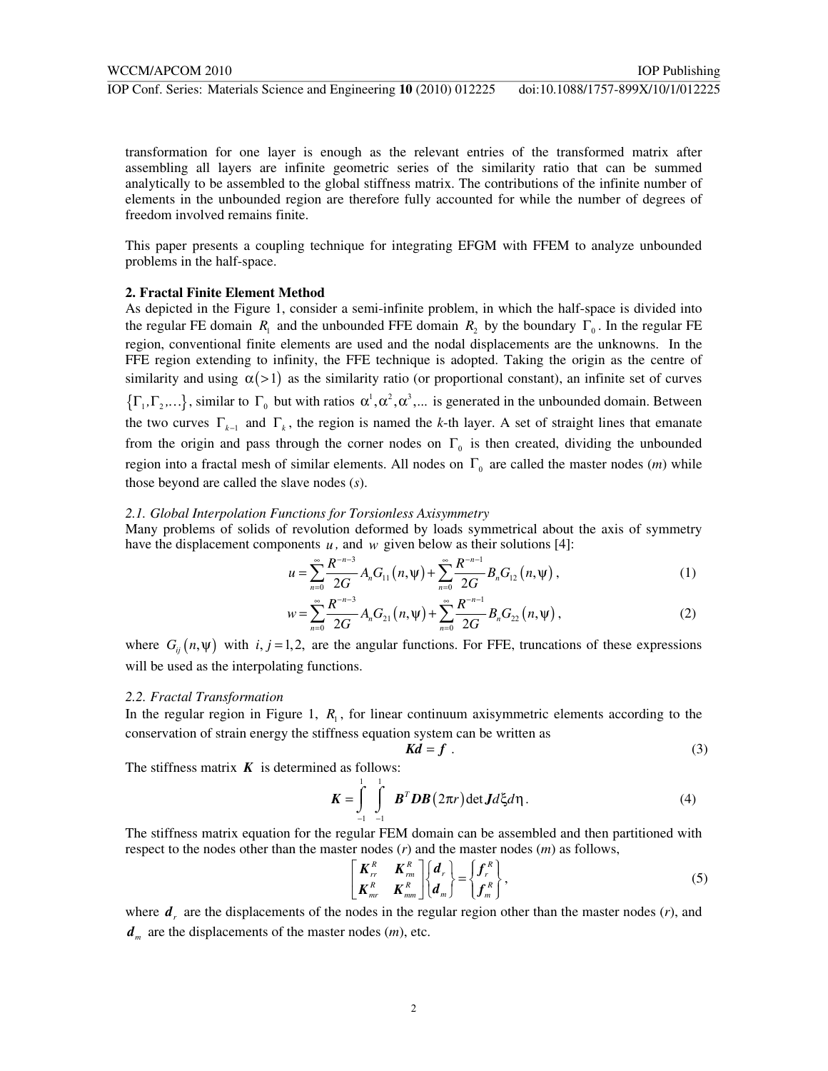transformation for one layer is enough as the relevant entries of the transformed matrix after assembling all layers are infinite geometric series of the similarity ratio that can be summed analytically to be assembled to the global stiffness matrix. The contributions of the infinite number of elements in the unbounded region are therefore fully accounted for while the number of degrees of freedom involved remains finite.

This paper presents a coupling technique for integrating EFGM with FFEM to analyze unbounded problems in the half-space.

## 2. Fractal Finite Element Method

As depicted in the Figure 1, consider a semi-infinite problem, in which the half-space is divided into the regular FE domain $R_1$ and the unbounded FFE domain $R_2$ by the boundary $\Gamma_0$. In the regular FE region, conventional finite elements are used and the nodal displacements are the unknowns. In the FFE region extending to infinity, the FFE technique is adopted. Taking the origin as the centre of similarity and using $\alpha(>1)$ as the similarity ratio (or proportional constant), an infinite set of curves $\{\Gamma_1, \Gamma_2, \ldots\}$, similar to $\Gamma_0$ but with ratios $\alpha^1, \alpha^2, \alpha^3, \ldots$ is generated in the unbounded domain. Between the two curves $\Gamma_{k-1}$ and $\Gamma_k$, the region is named the *k*-th layer. A set of straight lines that emanate from the origin and pass through the corner nodes on $\Gamma_0$ is then created, dividing the unbounded region into a fractal mesh of similar elements. All nodes on $\Gamma_0$ are called the master nodes (*m*) while those beyond are called the slave nodes (*s*).

### *2.1. Global Interpolation Functions for Torsionless Axisymmetry*

Many problems of solids of revolution deformed by loads symmetrical about the axis of symmetry have the displacement components $u$, and $w$ given below as their solutions [4]:

$$u = \sum_{n=0}^{\infty} \frac{R^{-n-3}}{2G} A_n G_{11}(n, \psi) + \sum_{n=0}^{\infty} \frac{R^{-n-1}}{2G} B_n G_{12}(n, \psi), \tag{1}$$

$$w = \sum_{n=0}^{\infty} \frac{R^{-n-3}}{2G} A_n G_{21}(n, \psi) + \sum_{n=0}^{\infty} \frac{R^{-n-1}}{2G} B_n G_{22}(n, \psi), \tag{2}$$

where $G_{ij}(n, \psi)$ with $i, j = 1, 2,$ are the angular functions. For FFE, truncations of these expressions will be used as the interpolating functions.

### *2.2. Fractal Transformation*

In the regular region in Figure 1, $R_1$, for linear continuum axisymmetric elements according to the conservation of strain energy the stiffness equation system can be written as

$$\boldsymbol{K}\boldsymbol{d} = \boldsymbol{f} \; . \tag{3}$$

The stiffness matrix $\boldsymbol{K}$ is determined as follows:

$$\boldsymbol{K} = \int_{-1}^{1} \int_{-1}^{1} \boldsymbol{B}^T \boldsymbol{D} \boldsymbol{B} (2\pi r) \det \boldsymbol{J} d\xi d\eta \, . \tag{4}$$

The stiffness matrix equation for the regular FEM domain can be assembled and then partitioned with respect to the nodes other than the master nodes (*r*) and the master nodes (*m*) as follows,

$$\begin{bmatrix} \boldsymbol{K}_{rr}^R & \boldsymbol{K}_{rm}^R \\ \boldsymbol{K}_{mr}^R & \boldsymbol{K}_{mm}^R \end{bmatrix} \begin{Bmatrix} \boldsymbol{d}_r \\ \boldsymbol{d}_m \end{Bmatrix} = \begin{Bmatrix} \boldsymbol{f}_r^R \\ \boldsymbol{f}_m^R \end{Bmatrix}, \tag{5}$$

where $\boldsymbol{d}_r$ are the displacements of the nodes in the regular region other than the master nodes (*r*), and $\boldsymbol{d}_m$ are the displacements of the master nodes (*m*), etc.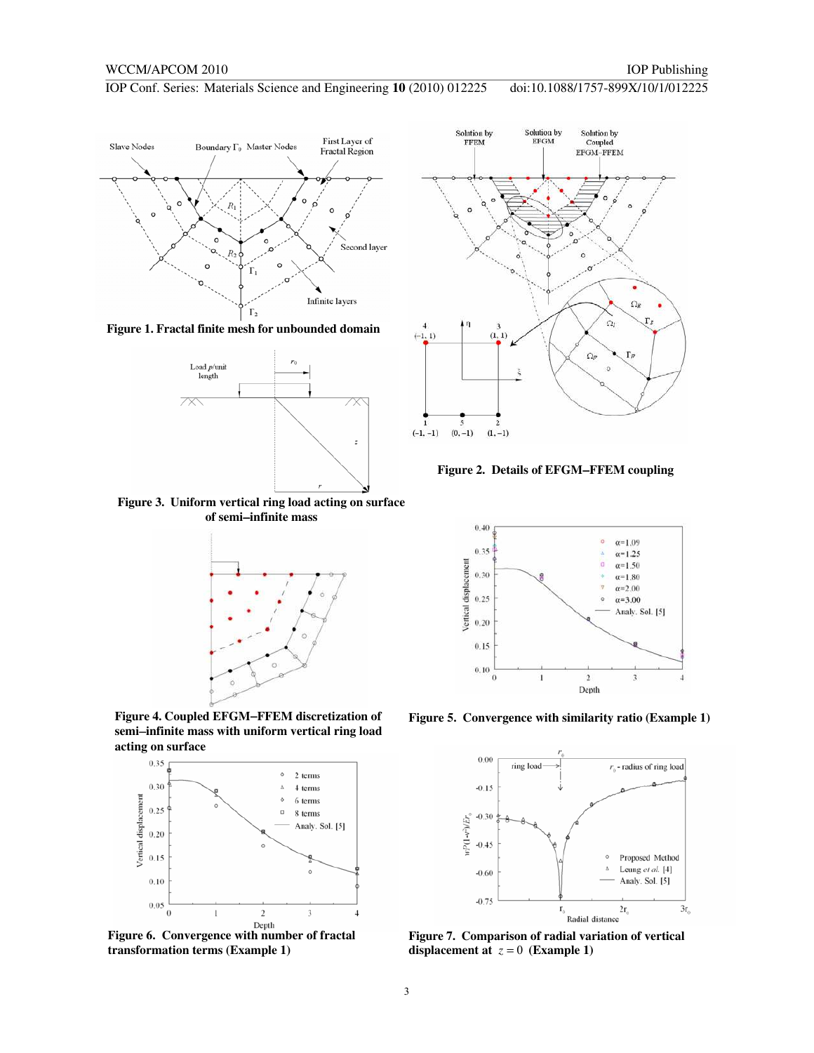Figure 1. Fractal finite mesh for unbounded domain

Figure 2. Details of EFGM–FFEM coupling

Figure 3. Uniform vertical ring load acting on surface of semi–infinite mass

Figure 4. Coupled EFGM–FFEM discretization of semi–infinite mass with uniform vertical ring load acting on surface

Figure 5. Convergence with similarity ratio (Example 1)

Figure 6. Convergence with number of fractal transformation terms (Example 1)

Figure 7. Comparison of radial variation of vertical displacement at $z = 0$ (Example 1)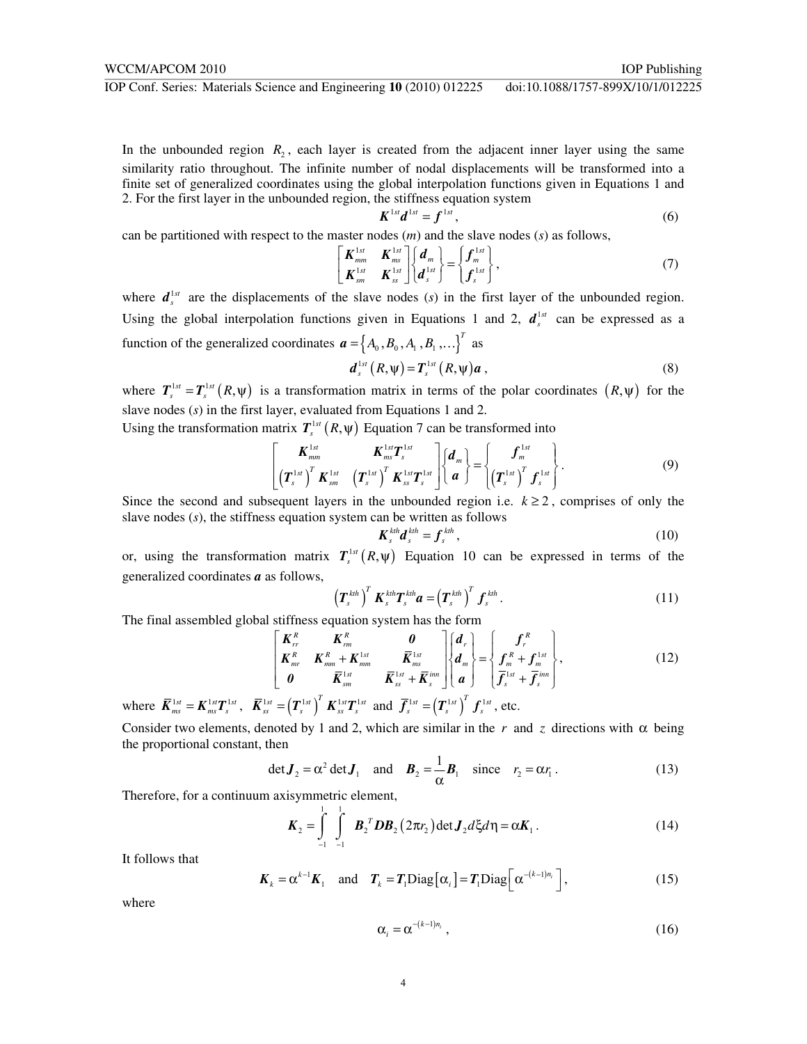In the unbounded region $R_2$, each layer is created from the adjacent inner layer using the same similarity ratio throughout. The infinite number of nodal displacements will be transformed into a finite set of generalized coordinates using the global interpolation functions given in Equations 1 and 2. For the first layer in the unbounded region, the stiffness equation system

$$\boldsymbol{K}^{1st}\boldsymbol{d}^{1st} = \boldsymbol{f}^{1st}, \tag{6}$$

can be partitioned with respect to the master nodes ($m$) and the slave nodes ($s$) as follows,

$$\begin{bmatrix} \boldsymbol{K}_{mm}^{1st} & \boldsymbol{K}_{ms}^{1st} \\ \boldsymbol{K}_{sm}^{1st} & \boldsymbol{K}_{ss}^{1st} \end{bmatrix} \begin{Bmatrix} \boldsymbol{d}_m \\ \boldsymbol{d}_s^{1st} \end{Bmatrix} = \begin{Bmatrix} \boldsymbol{f}_m^{1st} \\ \boldsymbol{f}_s^{1st} \end{Bmatrix}, \tag{7}$$

where $\boldsymbol{d}_s^{1st}$ are the displacements of the slave nodes ($s$) in the first layer of the unbounded region. Using the global interpolation functions given in Equations 1 and 2, $\boldsymbol{d}_s^{1st}$ can be expressed as a function of the generalized coordinates $\boldsymbol{a} = \left\{A_0, B_0, A_1, B_1, \ldots\right\}^T$ as

$$\boldsymbol{d}_s^{1st}\left(R,\psi\right) = \boldsymbol{T}_s^{1st}\left(R,\psi\right)\boldsymbol{a}, \tag{8}$$

where $\boldsymbol{T}_s^{1st} = \boldsymbol{T}_s^{1st}\left(R,\psi\right)$ is a transformation matrix in terms of the polar coordinates $\left(R,\psi\right)$ for the slave nodes ($s$) in the first layer, evaluated from Equations 1 and 2.

Using the transformation matrix $\boldsymbol{T}_s^{1st}\left(R,\psi\right)$ Equation 7 can be transformed into

$$\begin{bmatrix} \boldsymbol{K}_{mm}^{1st} & \boldsymbol{K}_{ms}^{1st}\boldsymbol{T}_s^{1st} \\ \left(\boldsymbol{T}_s^{1st}\right)^T \boldsymbol{K}_{sm}^{1st} & \left(\boldsymbol{T}_s^{1st}\right)^T \boldsymbol{K}_{ss}^{1st}\boldsymbol{T}_s^{1st} \end{bmatrix} \begin{Bmatrix} \boldsymbol{d}_m \\ \boldsymbol{a} \end{Bmatrix} = \begin{Bmatrix} \boldsymbol{f}_m^{1st} \\ \left(\boldsymbol{T}_s^{1st}\right)^T \boldsymbol{f}_s^{1st} \end{Bmatrix}. \tag{9}$$

Since the second and subsequent layers in the unbounded region i.e. $k \geq 2$, comprises of only the slave nodes ($s$), the stiffness equation system can be written as follows

$$\boldsymbol{K}_s^{kth}\boldsymbol{d}_s^{kth} = \boldsymbol{f}_s^{kth}, \tag{10}$$

or, using the transformation matrix $\boldsymbol{T}_s^{1st}\left(R,\psi\right)$ Equation 10 can be expressed in terms of the generalized coordinates $\boldsymbol{a}$ as follows,

$$\left(\boldsymbol{T}_s^{kth}\right)^T \boldsymbol{K}_s^{kth}\boldsymbol{T}_s^{kth}\boldsymbol{a} = \left(\boldsymbol{T}_s^{kth}\right)^T \boldsymbol{f}_s^{kth}. \tag{11}$$

The final assembled global stiffness equation system has the form

$$\begin{bmatrix} \boldsymbol{K}_{rr}^R & \boldsymbol{K}_{rm}^R & \boldsymbol{0} \\ \boldsymbol{K}_{mr}^R & \boldsymbol{K}_{mm}^R + \boldsymbol{K}_{mm}^{1st} & \overline{\boldsymbol{K}}_{ms}^{1st} \\ \boldsymbol{0} & \overline{\boldsymbol{K}}_{sm}^{1st} & \overline{\boldsymbol{K}}_{ss}^{1st} + \overline{\boldsymbol{K}}_s^{inn} \end{bmatrix} \begin{Bmatrix} \boldsymbol{d}_r \\ \boldsymbol{d}_m \\ \boldsymbol{a} \end{Bmatrix} = \begin{Bmatrix} \boldsymbol{f}_r^R \\ \boldsymbol{f}_m^R + \boldsymbol{f}_m^{1st} \\ \overline{\boldsymbol{f}}_s^{1st} + \overline{\boldsymbol{f}}_s^{inn} \end{Bmatrix}, \tag{12}$$

where $\overline{\boldsymbol{K}}_{ms}^{1st} = \boldsymbol{K}_{ms}^{1st}\boldsymbol{T}_s^{1st}$, $\overline{\boldsymbol{K}}_{ss}^{1st} = \left(\boldsymbol{T}_s^{1st}\right)^T \boldsymbol{K}_{ss}^{1st}\boldsymbol{T}_s^{1st}$ and $\overline{\boldsymbol{f}}_s^{1st} = \left(\boldsymbol{T}_s^{1st}\right)^T \boldsymbol{f}_s^{1st}$, etc.

Consider two elements, denoted by 1 and 2, which are similar in the $r$ and $z$ directions with $\alpha$ being the proportional constant, then

$$\det\boldsymbol{J}_2 = \alpha^2 \det\boldsymbol{J}_1 \quad \text{and} \quad \boldsymbol{B}_2 = \frac{1}{\alpha}\boldsymbol{B}_1 \quad \text{since} \quad r_2 = \alpha r_1. \tag{13}$$

Therefore, for a continuum axisymmetric element,

$$\boldsymbol{K}_2 = \int_{-1}^{1}\int_{-1}^{1} \boldsymbol{B}_2^T \boldsymbol{D}\boldsymbol{B}_2\left(2\pi r_2\right)\det\boldsymbol{J}_2 \, d\xi d\eta = \alpha\boldsymbol{K}_1. \tag{14}$$

It follows that

$$\boldsymbol{K}_k = \alpha^{k-1}\boldsymbol{K}_1 \quad \text{and} \quad \boldsymbol{T}_k = \boldsymbol{T}_1 \text{Diag}\left[\alpha_i\right] = \boldsymbol{T}_1 \text{Diag}\left[\alpha^{-(k-1)n_i}\right], \tag{15}$$

where

$$\alpha_i = \alpha^{-(k-1)n_i}, \tag{16}$$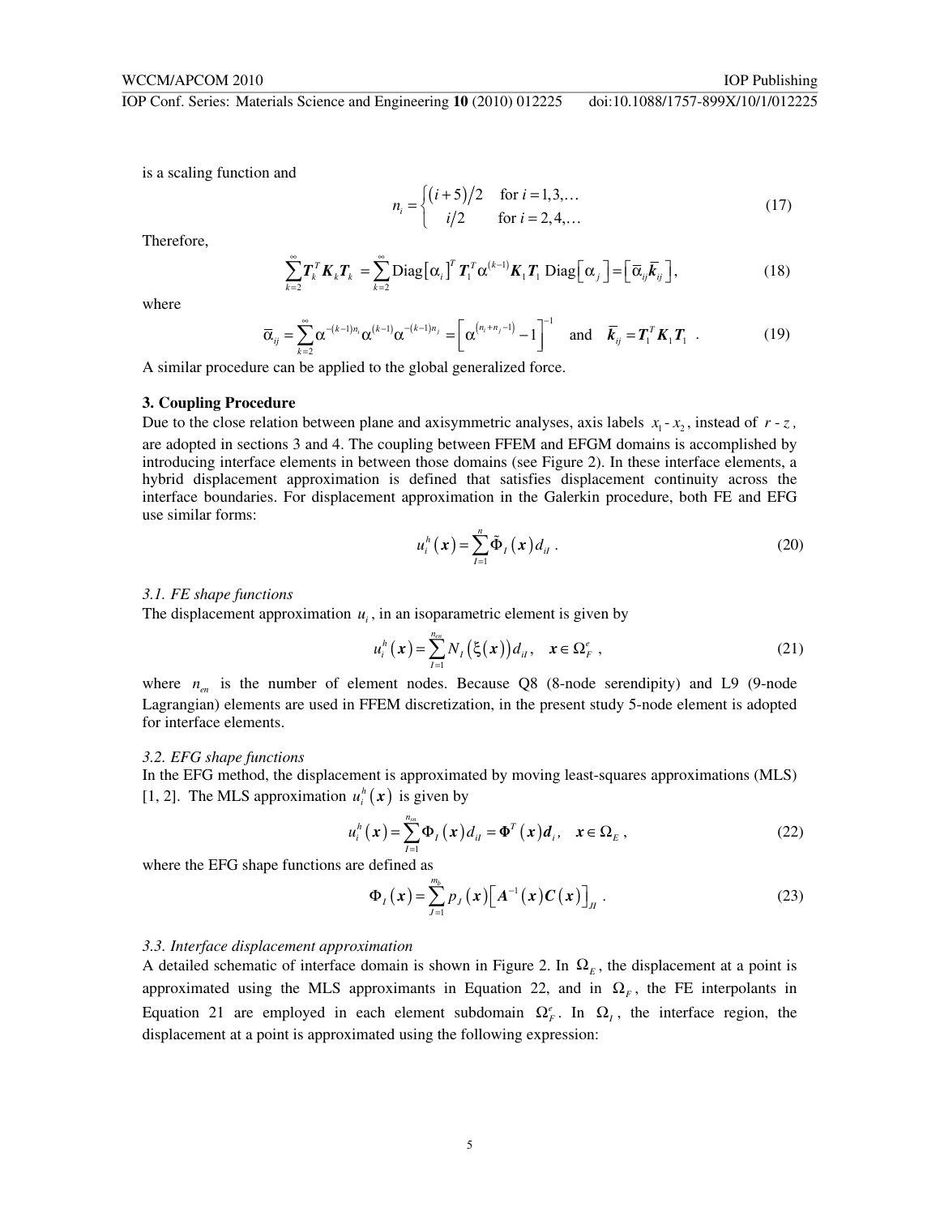is a scaling function and

$$n_i = \begin{cases} (i+5)/2 & \text{for } i = 1,3,\ldots \\ i/2 & \text{for } i = 2,4,\ldots \end{cases} \tag{17}$$

Therefore,

$$\sum_{k=2}^{\infty} \boldsymbol{T}_k^T \boldsymbol{K}_k \boldsymbol{T}_k = \sum_{k=2}^{\infty} \text{Diag}\left[\alpha_i\right]^T \boldsymbol{T}_1^T \alpha^{(k-1)} \boldsymbol{K}_1 \boldsymbol{T}_1 \ \text{Diag}\left[\alpha_j\right] = \left[\bar{\alpha}_{ij} \bar{\boldsymbol{k}}_{ij}\right], \tag{18}$$

where

$$\bar{\alpha}_{ij} = \sum_{k=2}^{\infty} \alpha^{-(k-1)n_i} \alpha^{(k-1)} \alpha^{-(k-1)n_j} = \left[\alpha^{\left(n_i+n_j-1\right)} - 1\right]^{-1} \quad \text{and} \quad \bar{\boldsymbol{k}}_{ij} = \boldsymbol{T}_1^T \boldsymbol{K}_1 \boldsymbol{T}_1 \ . \tag{19}$$

A similar procedure can be applied to the global generalized force.

## 3. Coupling Procedure

Due to the close relation between plane and axisymmetric analyses, axis labels $x_1$ - $x_2$, instead of $r$ - $z$, are adopted in sections 3 and 4. The coupling between FFEM and EFGM domains is accomplished by introducing interface elements in between those domains (see Figure 2). In these interface elements, a hybrid displacement approximation is defined that satisfies displacement continuity across the interface boundaries. For displacement approximation in the Galerkin procedure, both FE and EFG use similar forms:

$$u_i^h(\boldsymbol{x}) = \sum_{I=1}^{n} \tilde{\Phi}_I(\boldsymbol{x}) d_{iI} \ . \tag{20}$$

### *3.1. FE shape functions*

The displacement approximation $u_i$, in an isoparametric element is given by

$$u_i^h(\boldsymbol{x}) = \sum_{I=1}^{n_{en}} N_I\left(\xi(\boldsymbol{x})\right) d_{iI}, \quad \boldsymbol{x} \in \Omega_F^e \ , \tag{21}$$

where $n_{en}$ is the number of element nodes. Because Q8 (8-node serendipity) and L9 (9-node Lagrangian) elements are used in FFEM discretization, in the present study 5-node element is adopted for interface elements.

### *3.2. EFG shape functions*

In the EFG method, the displacement is approximated by moving least-squares approximations (MLS) [1, 2]. The MLS approximation $u_i^h(\boldsymbol{x})$ is given by

$$u_i^h(\boldsymbol{x}) = \sum_{I=1}^{n_{sn}} \Phi_I(\boldsymbol{x}) d_{iI} = \boldsymbol{\Phi}^T(\boldsymbol{x}) \boldsymbol{d}_i, \quad \boldsymbol{x} \in \Omega_E \ , \tag{22}$$

where the EFG shape functions are defined as

$$\Phi_I(\boldsymbol{x}) = \sum_{J=1}^{m_b} p_J(\boldsymbol{x}) \left[\boldsymbol{A}^{-1}(\boldsymbol{x}) \boldsymbol{C}(\boldsymbol{x})\right]_{JI} \ . \tag{23}$$

### *3.3. Interface displacement approximation*

A detailed schematic of interface domain is shown in Figure 2. In $\Omega_E$, the displacement at a point is approximated using the MLS approximants in Equation 22, and in $\Omega_F$, the FE interpolants in Equation 21 are employed in each element subdomain $\Omega_F^e$. In $\Omega_I$, the interface region, the displacement at a point is approximated using the following expression: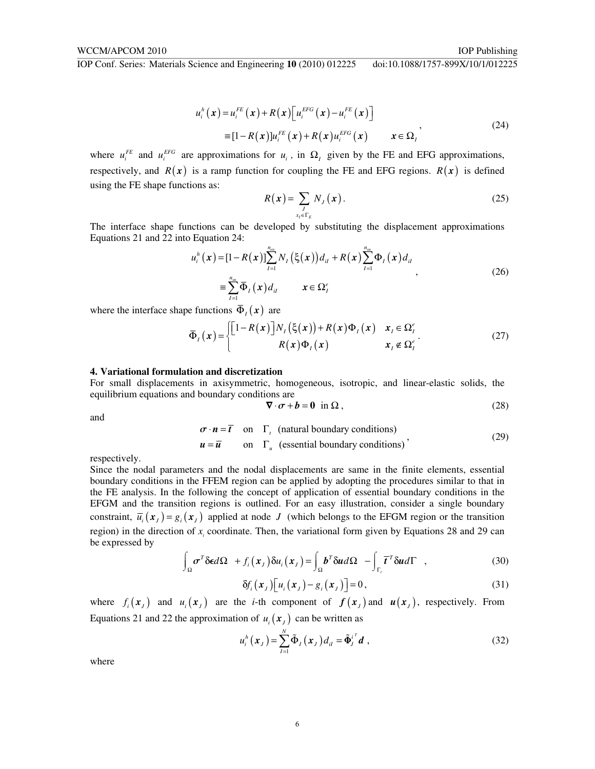$$u_i^h(\boldsymbol{x}) = u_i^{FE}(\boldsymbol{x}) + R(\boldsymbol{x})\left[u_i^{EFG}(\boldsymbol{x}) - u_i^{FE}(\boldsymbol{x})\right]$$
$$\equiv [1 - R(\boldsymbol{x})]u_i^{FE}(\boldsymbol{x}) + R(\boldsymbol{x})u_i^{EFG}(\boldsymbol{x}) \qquad \boldsymbol{x} \in \Omega_I \tag{24}$$

where $u_i^{FE}$ and $u_i^{EFG}$ are approximations for $u_i$, in $\Omega_I$ given by the FE and EFG approximations, respectively, and $R(\boldsymbol{x})$ is a ramp function for coupling the FE and EFG regions. $R(\boldsymbol{x})$ is defined using the FE shape functions as:

$$R(\boldsymbol{x}) = \sum_{\substack{J \\ x_J \in \Gamma_E}} N_J(\boldsymbol{x}). \tag{25}$$

The interface shape functions can be developed by substituting the displacement approximations Equations 21 and 22 into Equation 24:

$$u_i^h(\boldsymbol{x}) = [1 - R(\boldsymbol{x})]\sum_{I=1}^{n_{en}} N_I(\xi(\boldsymbol{x}))d_{iI} + R(\boldsymbol{x})\sum_{I=1}^{n_{sn}} \Phi_I(\boldsymbol{x})d_{iI}$$
$$\equiv \sum_{I=1}^{n_{sn}} \bar{\Phi}_I(\boldsymbol{x})d_{iI} \qquad \boldsymbol{x} \in \Omega_I^e \tag{26}$$

where the interface shape functions $\bar{\Phi}_I(\boldsymbol{x})$ are

$$\bar{\Phi}_I(\boldsymbol{x}) = \begin{cases} \left[1 - R(\boldsymbol{x})\right]N_I(\xi(\boldsymbol{x})) + R(\boldsymbol{x})\Phi_I(\boldsymbol{x}) & \boldsymbol{x}_I \in \Omega_I^e \\ R(\boldsymbol{x})\Phi_I(\boldsymbol{x}) & \boldsymbol{x}_I \notin \Omega_I^e \end{cases}. \tag{27}$$

## 4. Variational formulation and discretization

For small displacements in axisymmetric, homogeneous, isotropic, and linear-elastic solids, the equilibrium equations and boundary conditions are

$$\nabla \cdot \boldsymbol{\sigma} + \boldsymbol{b} = \boldsymbol{0} \quad \text{in } \Omega, \tag{28}$$

and

$$\begin{aligned} \boldsymbol{\sigma} \cdot \boldsymbol{n} &= \bar{\boldsymbol{t}} \quad \text{on} \quad \Gamma_t \quad \text{(natural boundary conditions)} \\ \boldsymbol{u} &= \bar{\boldsymbol{u}} \quad \text{on} \quad \Gamma_u \quad \text{(essential boundary conditions)} \end{aligned}, \tag{29}$$

respectively.

Since the nodal parameters and the nodal displacements are same in the finite elements, essential boundary conditions in the FFEM region can be applied by adopting the procedures similar to that in the FE analysis. In the following the concept of application of essential boundary conditions in the EFGM and the transition regions is outlined. For an easy illustration, consider a single boundary constraint, $\bar{u}_i(\boldsymbol{x}_J) = g_i(\boldsymbol{x}_J)$ applied at node $J$ (which belongs to the EFGM region or the transition region) in the direction of $x_i$ coordinate. Then, the variational form given by Equations 28 and 29 can be expressed by

$$\int_{\Omega} \boldsymbol{\sigma}^T \delta\boldsymbol{\epsilon} d\Omega \ + f_i(\boldsymbol{x}_J)\delta u_i(\boldsymbol{x}_J) = \int_{\Omega} \boldsymbol{b}^T \delta\boldsymbol{u} d\Omega \ - \int_{\Gamma_t} \bar{\boldsymbol{t}}^T \delta\boldsymbol{u} d\Gamma \ , \tag{30}$$

$$\delta f_i(\boldsymbol{x}_J)\left[u_i(\boldsymbol{x}_J) - g_i(\boldsymbol{x}_J)\right] = 0, \tag{31}$$

where $f_i(\boldsymbol{x}_J)$ and $u_i(\boldsymbol{x}_J)$ are the $i$-th component of $\boldsymbol{f}(\boldsymbol{x}_J)$ and $\boldsymbol{u}(\boldsymbol{x}_J)$, respectively. From Equations 21 and 22 the approximation of $u_i(\boldsymbol{x}_J)$ can be written as

$$u_i^h(\boldsymbol{x}_J) = \sum_{I=1}^{N} \tilde{\Phi}_I(\boldsymbol{x}_J)d_{iI} = \tilde{\boldsymbol{\Phi}}_J^{i^T}\boldsymbol{d}, \tag{32}$$

where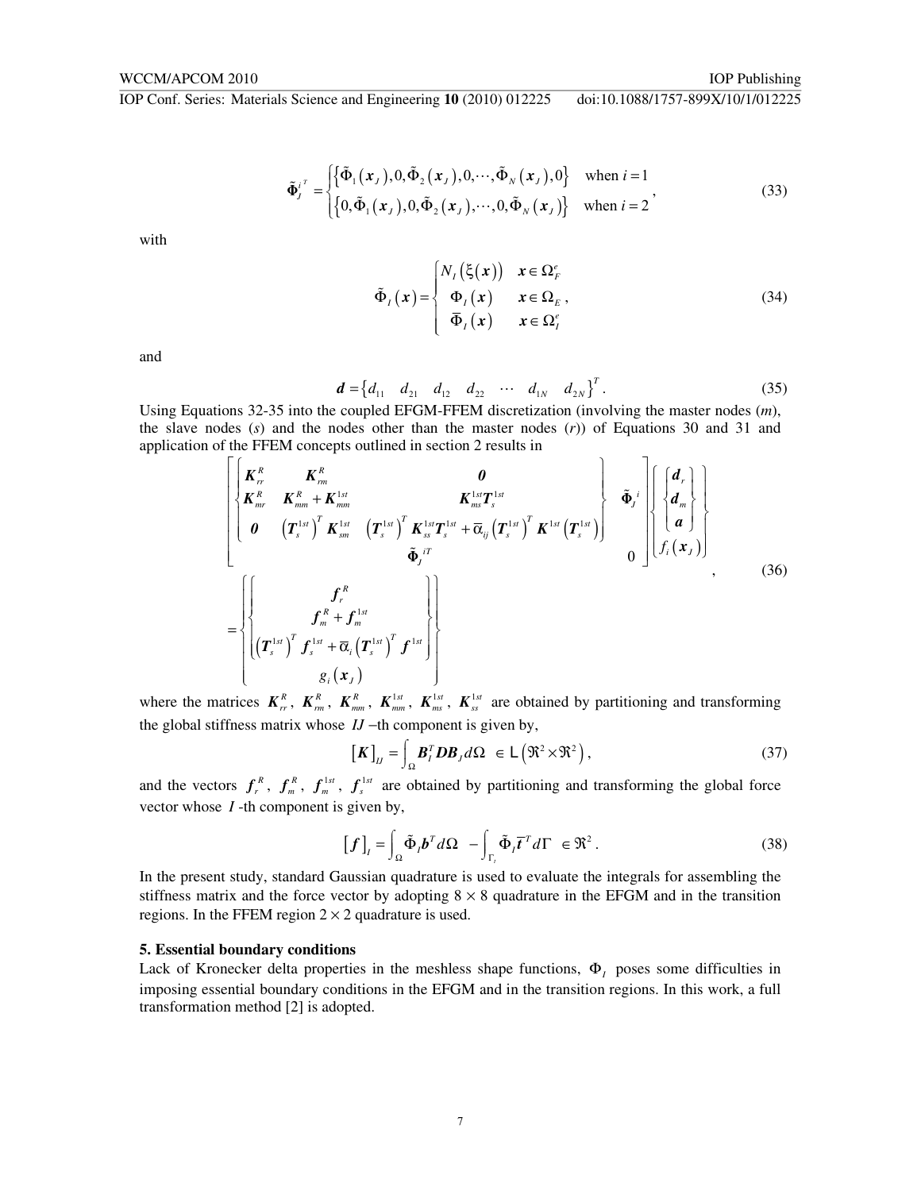$$\tilde{\boldsymbol{\Phi}}_J^{i^T} = \begin{cases} \left\{\tilde{\Phi}_1\left(\boldsymbol{x}_J\right), 0, \tilde{\Phi}_2\left(\boldsymbol{x}_J\right), 0, \cdots, \tilde{\Phi}_N\left(\boldsymbol{x}_J\right), 0\right\} & \text{when } i = 1 \\ \left\{0, \tilde{\Phi}_1\left(\boldsymbol{x}_J\right), 0, \tilde{\Phi}_2\left(\boldsymbol{x}_J\right), \cdots, 0, \tilde{\Phi}_N\left(\boldsymbol{x}_J\right)\right\} & \text{when } i = 2 \end{cases}, \tag{33}$$

with

$$\tilde{\Phi}_I\left(\boldsymbol{x}\right) = \begin{cases} N_I\left(\xi\left(\boldsymbol{x}\right)\right) & \boldsymbol{x} \in \Omega_F^e \\ \Phi_I\left(\boldsymbol{x}\right) & \boldsymbol{x} \in \Omega_E \\ \bar{\Phi}_I\left(\boldsymbol{x}\right) & \boldsymbol{x} \in \Omega_I^e \end{cases}, \tag{34}$$

and

$$\boldsymbol{d} = \left\{d_{11} \quad d_{21} \quad d_{12} \quad d_{22} \quad \cdots \quad d_{1N} \quad d_{2N}\right\}^T. \tag{35}$$

Using Equations 32-35 into the coupled EFGM-FFEM discretization (involving the master nodes ($m$), the slave nodes ($s$) and the nodes other than the master nodes ($r$)) of Equations 30 and 31 and application of the FFEM concepts outlined in section 2 results in

$$\begin{bmatrix} \begin{Bmatrix} \boldsymbol{K}_{rr}^R & \boldsymbol{K}_{rm}^R & \boldsymbol{0} \\ \boldsymbol{K}_{mr}^R & \boldsymbol{K}_{mm}^R + \boldsymbol{K}_{mm}^{1st} & \boldsymbol{K}_{ms}^{1st}\boldsymbol{T}_s^{1st} \\ \boldsymbol{0} & \left(\boldsymbol{T}_s^{1st}\right)^T \boldsymbol{K}_{sm}^{1st} & \left(\boldsymbol{T}_s^{1st}\right)^T \boldsymbol{K}_{ss}^{1st}\boldsymbol{T}_s^{1st} + \bar{\alpha}_{ij}\left(\boldsymbol{T}_s^{1st}\right)^T \boldsymbol{K}^{1st}\left(\boldsymbol{T}_s^{1st}\right) \end{Bmatrix} & \tilde{\boldsymbol{\Phi}}_J^i \\ \tilde{\boldsymbol{\Phi}}_J^{iT} & 0 \end{bmatrix} \begin{Bmatrix} \begin{Bmatrix} \boldsymbol{d}_r \\ \boldsymbol{d}_m \\ \boldsymbol{a} \end{Bmatrix} \\ f_i\left(\boldsymbol{x}_J\right) \end{Bmatrix}$$

$$= \begin{Bmatrix} \begin{Bmatrix} \boldsymbol{f}_r^R \\ \boldsymbol{f}_m^R + \boldsymbol{f}_m^{1st} \\ \left(\boldsymbol{T}_s^{1st}\right)^T \boldsymbol{f}_s^{1st} + \bar{\alpha}_i\left(\boldsymbol{T}_s^{1st}\right)^T \boldsymbol{f}^{1st} \end{Bmatrix} \\ g_i\left(\boldsymbol{x}_J\right) \end{Bmatrix}, \tag{36}$$

where the matrices $\boldsymbol{K}_{rr}^R$, $\boldsymbol{K}_{rm}^R$, $\boldsymbol{K}_{mm}^R$, $\boldsymbol{K}_{mm}^{1st}$, $\boldsymbol{K}_{ms}^{1st}$, $\boldsymbol{K}_{ss}^{1st}$ are obtained by partitioning and transforming the global stiffness matrix whose $IJ$ –th component is given by,

$$\left[\boldsymbol{K}\right]_{IJ} = \int_\Omega \boldsymbol{B}_I^T \boldsymbol{D} \boldsymbol{B}_J \, d\Omega \;\in \mathrm{L}\left(\Re^2 \times \Re^2\right), \tag{37}$$

and the vectors $\boldsymbol{f}_r^R$, $\boldsymbol{f}_m^R$, $\boldsymbol{f}_m^{1st}$, $\boldsymbol{f}_s^{1st}$ are obtained by partitioning and transforming the global force vector whose $I$ -th component is given by,

$$\left[\boldsymbol{f}\right]_I = \int_\Omega \tilde{\Phi}_I \boldsymbol{b}^T d\Omega \;- \int_{\Gamma_t} \tilde{\Phi}_I \bar{\boldsymbol{t}}^T d\Gamma \;\in \Re^2. \tag{38}$$

In the present study, standard Gaussian quadrature is used to evaluate the integrals for assembling the stiffness matrix and the force vector by adopting $8 \times 8$ quadrature in the EFGM and in the transition regions. In the FFEM region $2 \times 2$ quadrature is used.

### 5. Essential boundary conditions

Lack of Kronecker delta properties in the meshless shape functions, $\Phi_I$ poses some difficulties in imposing essential boundary conditions in the EFGM and in the transition regions. In this work, a full transformation method [2] is adopted.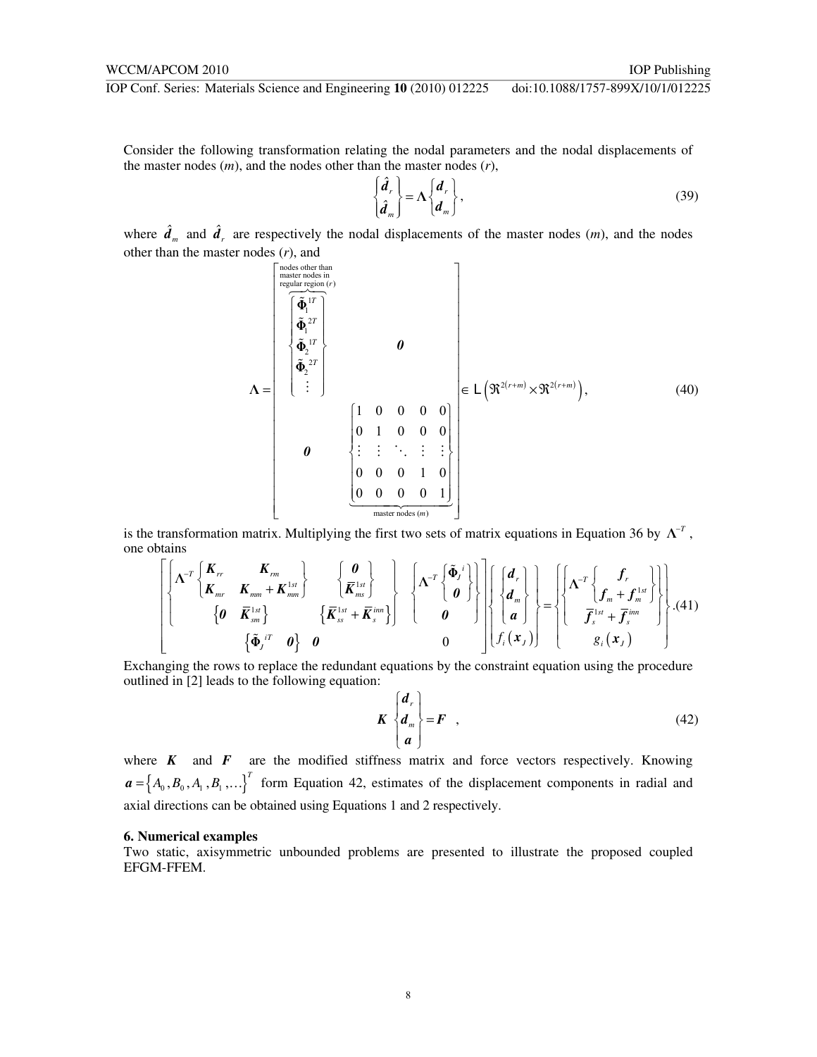Consider the following transformation relating the nodal parameters and the nodal displacements of the master nodes ($m$), and the nodes other than the master nodes ($r$),

$$\begin{Bmatrix} \hat{\boldsymbol{d}}_r \\ \hat{\boldsymbol{d}}_m \end{Bmatrix} = \Lambda \begin{Bmatrix} \boldsymbol{d}_r \\ \boldsymbol{d}_m \end{Bmatrix}, \tag{39}$$

where $\hat{\boldsymbol{d}}_m$ and $\hat{\boldsymbol{d}}_r$ are respectively the nodal displacements of the master nodes ($m$), and the nodes other than the master nodes ($r$), and

$$\Lambda = \begin{bmatrix} \overbrace{\begin{Bmatrix} \tilde{\boldsymbol{\Phi}}_1^{1T} \\ \tilde{\boldsymbol{\Phi}}_1^{2T} \\ \tilde{\boldsymbol{\Phi}}_2^{1T} \\ \tilde{\boldsymbol{\Phi}}_2^{2T} \\ \vdots \end{Bmatrix}}^{\text{nodes other than master nodes in regular region } (r)} & \boldsymbol{0} \\ \boldsymbol{0} & \underbrace{\begin{bmatrix} 1 & 0 & 0 & 0 & 0 \\ 0 & 1 & 0 & 0 & 0 \\ \vdots & \vdots & \ddots & \vdots & \vdots \\ 0 & 0 & 0 & 1 & 0 \\ 0 & 0 & 0 & 0 & 1 \end{bmatrix}}_{\text{master nodes } (m)} \end{bmatrix} \in \mathrm{L}\left(\Re^{2(r+m)} \times \Re^{2(r+m)}\right), \tag{40}$$

is the transformation matrix. Multiplying the first two sets of matrix equations in Equation 36 by $\Lambda^{-T}$, one obtains

$$\begin{bmatrix} \begin{Bmatrix} \Lambda^{-T} \begin{Bmatrix} \boldsymbol{K}_{rr} & \boldsymbol{K}_{rm} \\ \boldsymbol{K}_{mr} & \boldsymbol{K}_{mm} + \boldsymbol{K}_{mm}^{1st} \end{Bmatrix} & \begin{Bmatrix} \boldsymbol{0} \\ \overline{\boldsymbol{K}}_{ms}^{1st} \end{Bmatrix} \\ \begin{Bmatrix} \boldsymbol{0} & \overline{\boldsymbol{K}}_{sm}^{1st} \end{Bmatrix} & \begin{Bmatrix} \overline{\boldsymbol{K}}_{ss}^{1st} + \overline{\boldsymbol{K}}_{s}^{inn} \end{Bmatrix} \end{Bmatrix} & \begin{Bmatrix} \Lambda^{-T} \begin{Bmatrix} \tilde{\boldsymbol{\Phi}}_J^{i} \\ \boldsymbol{0} \end{Bmatrix} \\ \boldsymbol{0} \end{Bmatrix} \\ \begin{Bmatrix} \tilde{\boldsymbol{\Phi}}_J^{iT} & \boldsymbol{0} \end{Bmatrix} \quad \boldsymbol{0} & 0 \end{bmatrix} \begin{Bmatrix} \begin{Bmatrix} \boldsymbol{d}_r \\ \boldsymbol{d}_m \\ \boldsymbol{a} \end{Bmatrix} \\ f_i(\boldsymbol{x}_J) \end{Bmatrix} = \begin{Bmatrix} \begin{Bmatrix} \Lambda^{-T} \begin{Bmatrix} \boldsymbol{f}_r \\ \boldsymbol{f}_m + \boldsymbol{f}_m^{1st} \end{Bmatrix} \\ \overline{\boldsymbol{f}}_s^{1st} + \overline{\boldsymbol{f}}_s^{inn} \end{Bmatrix} \\ g_i(\boldsymbol{x}_J) \end{Bmatrix}. \tag{41}$$

Exchanging the rows to replace the redundant equations by the constraint equation using the procedure outlined in [2] leads to the following equation:

$$\boldsymbol{K} \begin{Bmatrix} \boldsymbol{d}_r \\ \boldsymbol{d}_m \\ \boldsymbol{a} \end{Bmatrix} = \boldsymbol{F} \quad , \tag{42}$$

where $\boldsymbol{K}$ and $\boldsymbol{F}$ are the modified stiffness matrix and force vectors respectively. Knowing $\boldsymbol{a} = \{A_0, B_0, A_1, B_1, \ldots\}^T$ form Equation 42, estimates of the displacement components in radial and axial directions can be obtained using Equations 1 and 2 respectively.

## 6. Numerical examples

Two static, axisymmetric unbounded problems are presented to illustrate the proposed coupled EFGM-FFEM.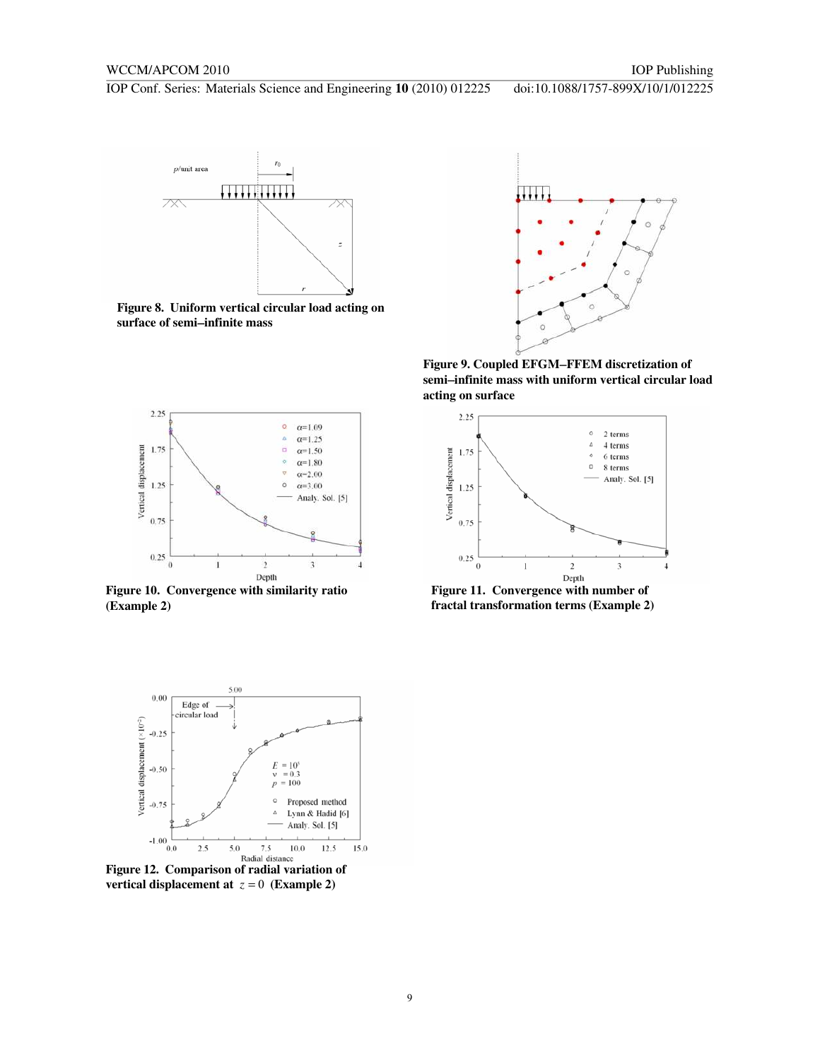**Figure 8. Uniform vertical circular load acting on surface of semi–infinite mass**

**Figure 9. Coupled EFGM–FFEM discretization of semi–infinite mass with uniform vertical circular load acting on surface**

**Figure 10. Convergence with similarity ratio (Example 2)**

**Figure 11. Convergence with number of fractal transformation terms (Example 2)**

**Figure 12. Comparison of radial variation of vertical displacement at $z = 0$ (Example 2)**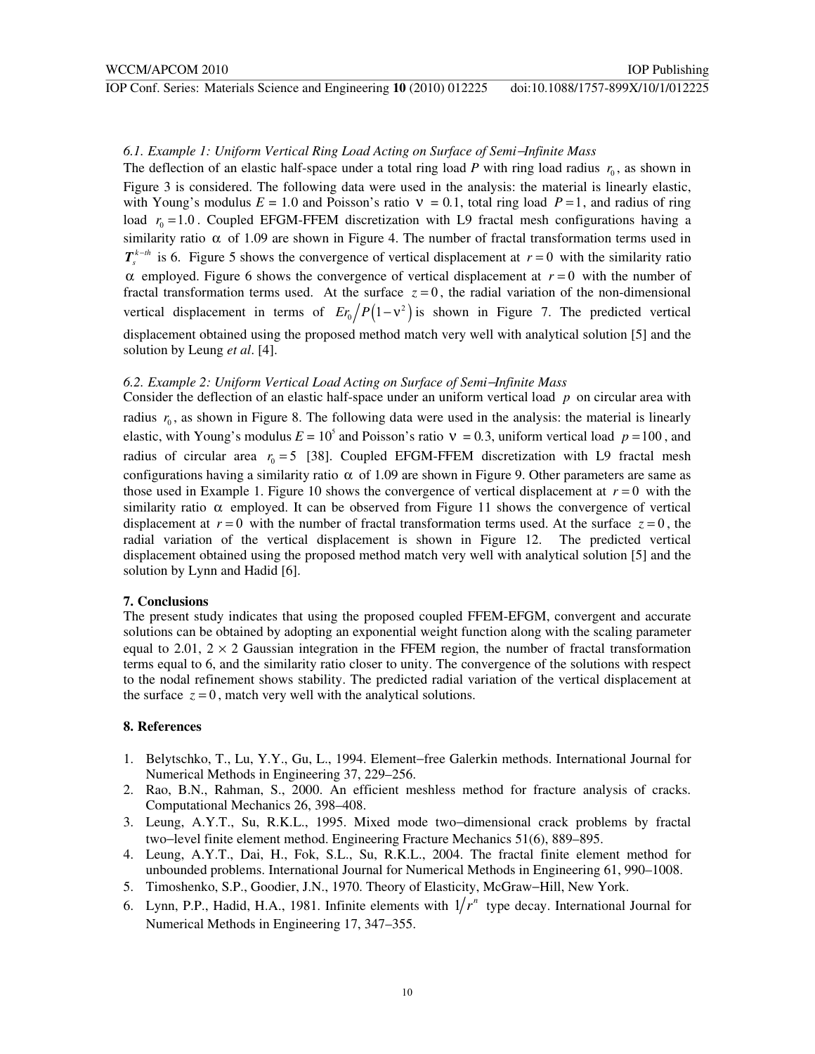### 6.1. Example 1: Uniform Vertical Ring Load Acting on Surface of Semi−Infinite Mass

The deflection of an elastic half-space under a total ring load $P$ with ring load radius $r_0$, as shown in Figure 3 is considered. The following data were used in the analysis: the material is linearly elastic, with Young's modulus $E$ = 1.0 and Poisson's ratio $\nu$ = 0.1, total ring load $P = 1$, and radius of ring load $r_0 = 1.0$. Coupled EFGM-FFEM discretization with L9 fractal mesh configurations having a similarity ratio $\alpha$ of 1.09 are shown in Figure 4. The number of fractal transformation terms used in $\boldsymbol{T}_s^{k-th}$ is 6. Figure 5 shows the convergence of vertical displacement at $r = 0$ with the similarity ratio $\alpha$ employed. Figure 6 shows the convergence of vertical displacement at $r = 0$ with the number of fractal transformation terms used. At the surface $z = 0$, the radial variation of the non-dimensional vertical displacement in terms of $Er_0 / P\left(1-\nu^2\right)$ is shown in Figure 7. The predicted vertical displacement obtained using the proposed method match very well with analytical solution [5] and the solution by Leung *et al*. [4].

### 6.2. Example 2: Uniform Vertical Load Acting on Surface of Semi−Infinite Mass

Consider the deflection of an elastic half-space under an uniform vertical load $p$ on circular area with radius $r_0$, as shown in Figure 8. The following data were used in the analysis: the material is linearly elastic, with Young's modulus $E = 10^5$ and Poisson's ratio $\nu$ = 0.3, uniform vertical load $p = 100$, and radius of circular area $r_0 = 5$ [38]. Coupled EFGM-FFEM discretization with L9 fractal mesh configurations having a similarity ratio $\alpha$ of 1.09 are shown in Figure 9. Other parameters are same as those used in Example 1. Figure 10 shows the convergence of vertical displacement at $r = 0$ with the similarity ratio $\alpha$ employed. It can be observed from Figure 11 shows the convergence of vertical displacement at $r = 0$ with the number of fractal transformation terms used. At the surface $z = 0$, the radial variation of the vertical displacement is shown in Figure 12. The predicted vertical displacement obtained using the proposed method match very well with analytical solution [5] and the solution by Lynn and Hadid [6].

## 7. Conclusions

The present study indicates that using the proposed coupled FFEM-EFGM, convergent and accurate solutions can be obtained by adopting an exponential weight function along with the scaling parameter equal to 2.01, 2 × 2 Gaussian integration in the FFEM region, the number of fractal transformation terms equal to 6, and the similarity ratio closer to unity. The convergence of the solutions with respect to the nodal refinement shows stability. The predicted radial variation of the vertical displacement at the surface $z = 0$, match very well with the analytical solutions.

## 8. References

1. Belytschko, T., Lu, Y.Y., Gu, L., 1994. Element−free Galerkin methods. International Journal for Numerical Methods in Engineering 37, 229–256.
2. Rao, B.N., Rahman, S., 2000. An efficient meshless method for fracture analysis of cracks. Computational Mechanics 26, 398–408.
3. Leung, A.Y.T., Su, R.K.L., 1995. Mixed mode two−dimensional crack problems by fractal two−level finite element method. Engineering Fracture Mechanics 51(6), 889–895.
4. Leung, A.Y.T., Dai, H., Fok, S.L., Su, R.K.L., 2004. The fractal finite element method for unbounded problems. International Journal for Numerical Methods in Engineering 61, 990–1008.
5. Timoshenko, S.P., Goodier, J.N., 1970. Theory of Elasticity, McGraw−Hill, New York.
6. Lynn, P.P., Hadid, H.A., 1981. Infinite elements with $1/r^n$ type decay. International Journal for Numerical Methods in Engineering 17, 347–355.